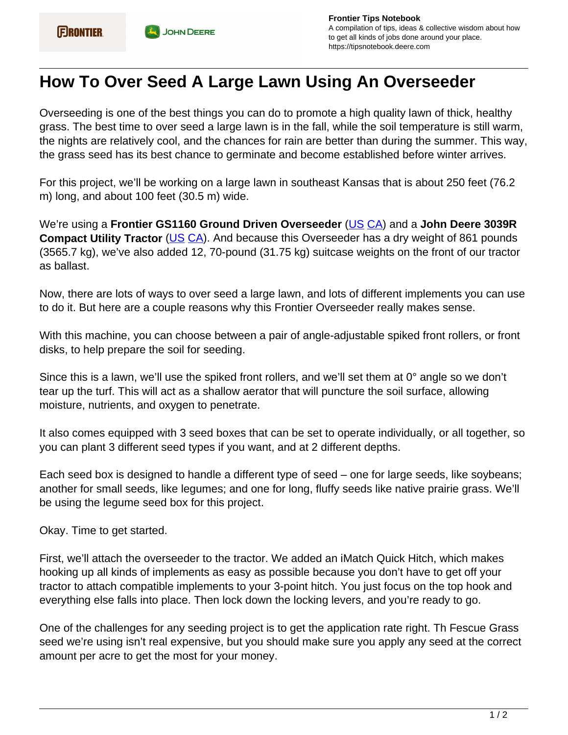# How To Over Seed A Large Lawn Using An Overseeder

Overseeding is one of the best things you can do to promote a high quality lawn of thick, healthy grass. The best time to over seed a large lawn is in the fall, while the soil temperature is still warm, the nights are relatively cool, and the chances for rain are better than during the summer. This way, the grass seed has its best chance to germinate and become established before winter arrives.

For this project, we'll be working on a large lawn in southeast Kansas that is about 250 feet (76.2 m) long, and about 100 feet (30.5 m) wide.

We're using a **Frontier GS1160 Ground Driven Overseeder** (US CA) and a **John Deere 3039R Compact Utility Tractor** (US CA). And because this Overseeder has a dry weight of 861 pounds (3565.7 kg), we've also added 12, 70-pound (31.75 kg) suitcase weights on the front of our tractor as ballast.

Now, there are lots of ways to over seed a large lawn, and lots of different implements you can use to do it. But here are a couple reasons why this Frontier Overseeder really makes sense.

With this machine, you can choose between a pair of angle-adjustable spiked front rollers, or front disks, to help prepare the soil for seeding.

Since this is a lawn, we'll use the spiked front rollers, and we'll set them at 0° angle so we don't tear up the turf. This will act as a shallow aerator that will puncture the soil surface, allowing moisture, nutrients, and oxygen to penetrate.

It also comes equipped with 3 seed boxes that can be set to operate individually, or all together, so you can plant 3 different seed types if you want, and at 2 different depths.

Each seed box is designed to handle a different type of seed – one for large seeds, like soybeans; another for small seeds, like legumes; and one for long, fluffy seeds like native prairie grass. We'll be using the legume seed box for this project.

Okay. Time to get started.

First, we'll attach the overseeder to the tractor. We added an iMatch Quick Hitch, which makes hooking up all kinds of implements as easy as possible because you don't have to get off your tractor to attach compatible implements to your 3-point hitch. You just focus on the top hook and everything else falls into place. Then lock down the locking levers, and you're ready to go.

One of the challenges for any seeding project is to get the application rate right. Th Fescue Grass seed we're using isn't real expensive, but you should make sure you apply any seed at the correct amount per acre to get the most for your money.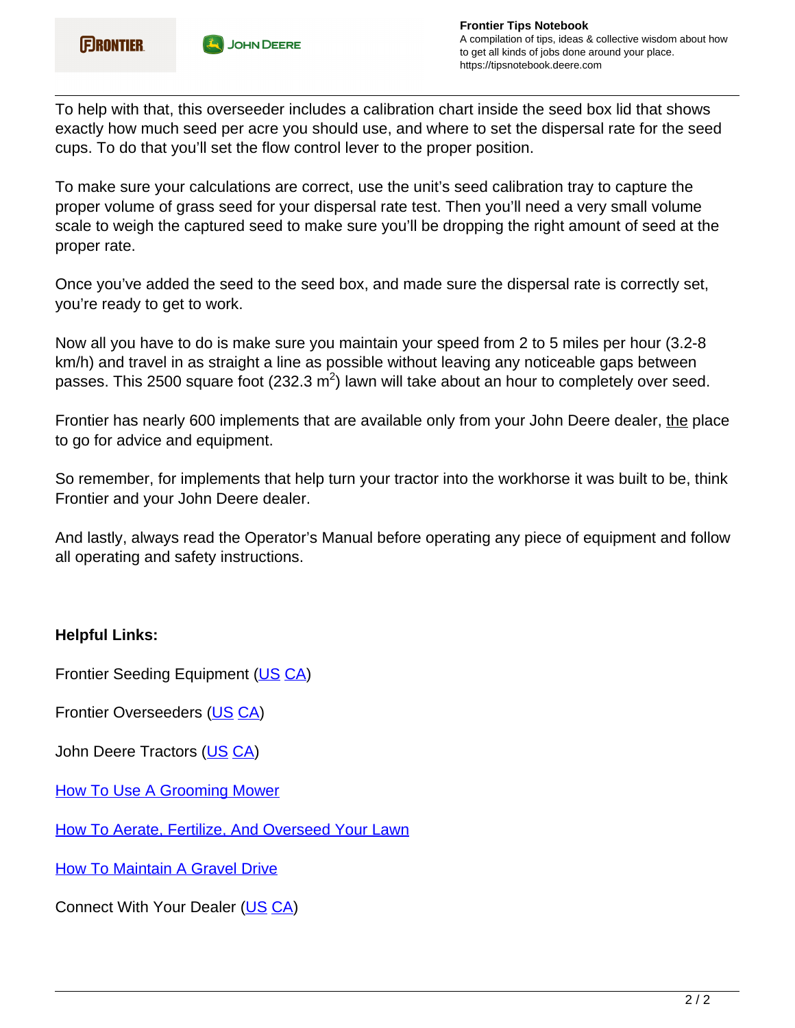To help with that, this overseeder includes a calibration chart inside the seed box lid that shows exactly how much seed per acre you should use, and where to set the dispersal rate for the seed cups. To do that you'll set the flow control lever to the proper position.

To make sure your calculations are correct, use the unit's seed calibration tray to capture the proper volume of grass seed for your dispersal rate test. Then you'll need a very small volume scale to weigh the captured seed to make sure you'll be dropping the right amount of seed at the proper rate.

Once you've added the seed to the seed box, and made sure the dispersal rate is correctly set, you're ready to get to work.

Now all you have to do is make sure you maintain your speed from 2 to 5 miles per hour (3.2-8 km/h) and travel in as straight a line as possible without leaving any noticeable gaps between passes. This 2500 square foot (232.3 $m^2$) lawn will take about an hour to completely over seed.

Frontier has nearly 600 implements that are available only from your John Deere dealer, the place to go for advice and equipment.

So remember, for implements that help turn your tractor into the workhorse it was built to be, think Frontier and your John Deere dealer.

And lastly, always read the Operator's Manual before operating any piece of equipment and follow all operating and safety instructions.

**Helpful Links:**

Frontier Seeding Equipment (US CA)

Frontier Overseeders (US CA)

John Deere Tractors (US CA)

How To Use A Grooming Mower

How To Aerate, Fertilize, And Overseed Your Lawn

How To Maintain A Gravel Drive

Connect With Your Dealer (US CA)